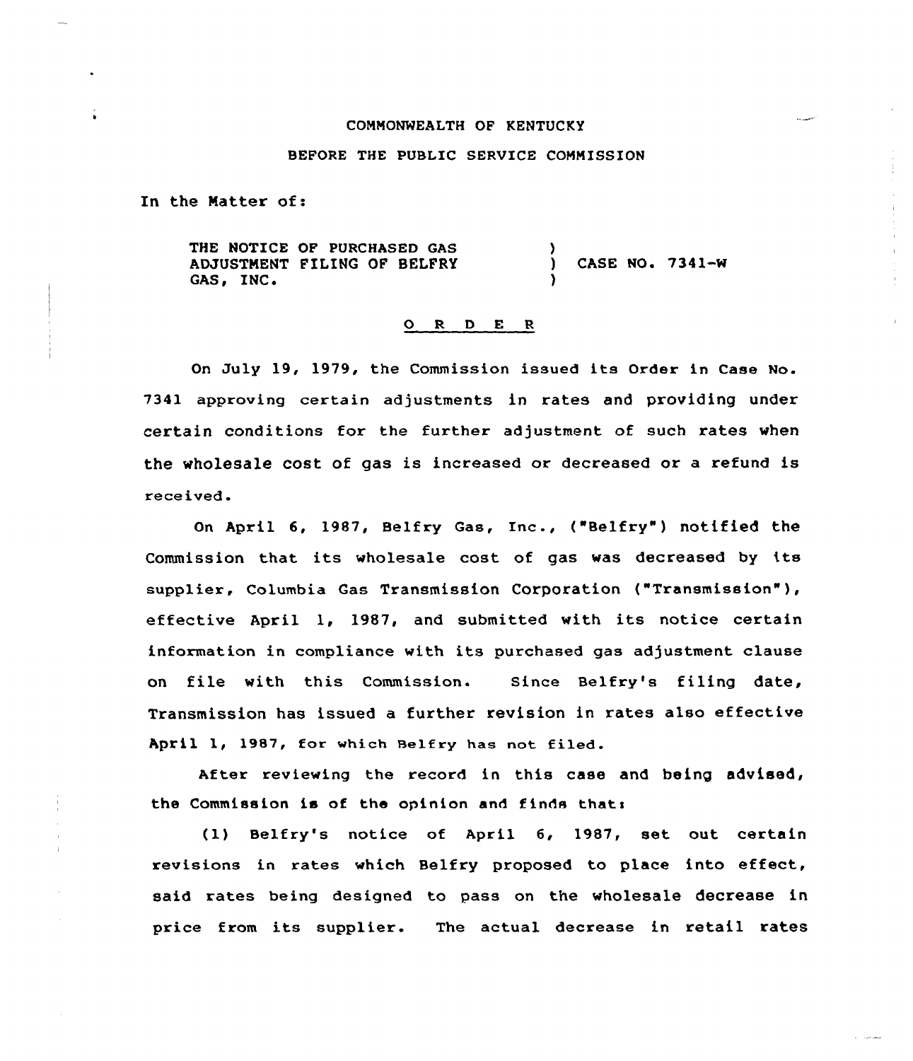COMMONWEALTH OF KENTUCKY

BEFORE THE PUBLIC SERVICE COMMISSION

In the Matter of:

| | | |
|---|---|---|
| THE NOTICE OF PURCHASED GAS ADJUSTMENT FILING OF BELFRY GAS, INC. | ) ) ) | CASE NO. 7341-W |

# O R D E R

On July 19, 1979, the Commission issued its Order in Case No. 7341 approving certain adjustments in rates and providing under certain conditions for the further adjustment of such rates when the wholesale cost of gas is increased or decreased or a refund is received.

On April 6, 1987, Belfry Gas, Inc., ("Belfry") notified the Commission that its wholesale cost of gas was decreased by its supplier, Columbia Gas Transmission Corporation ("Transmission"), effective April 1, 1987, and submitted with its notice certain information in compliance with its purchased gas adjustment clause on file with this Commission. Since Belfry's filing date, Transmission has issued a further revision in rates also effective April 1, 1987, for which Belfry has not filed.

After reviewing the record in this case and being advised, the Commission is of the opinion and finds that:

(1) Belfry's notice of April 6, 1987, set out certain revisions in rates which Belfry proposed to place into effect, said rates being designed to pass on the wholesale decrease in price from its supplier. The actual decrease in retail rates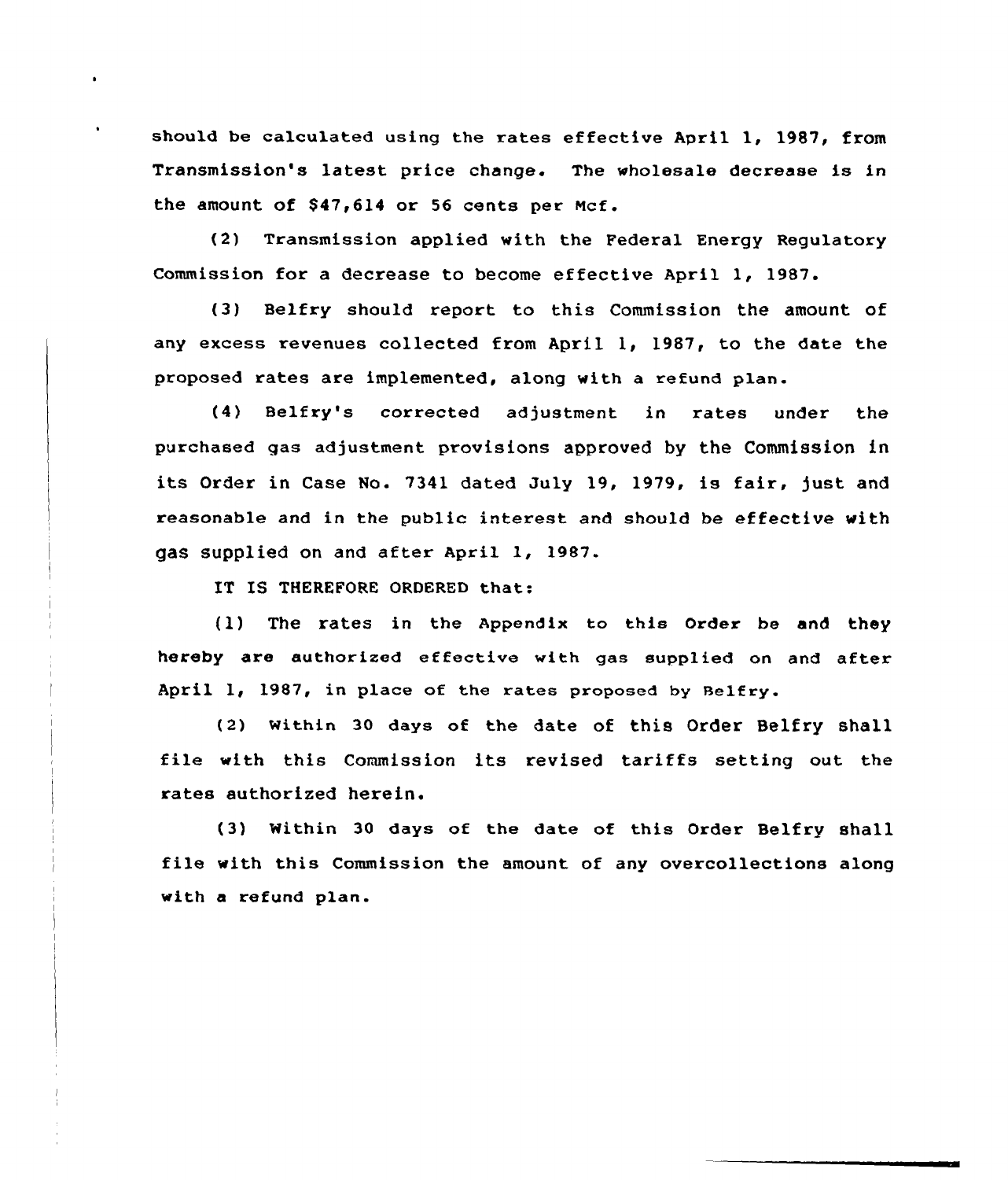should be calculated using the rates effective April 1, 1987, from Transmission's latest price change. The wholesale decrease is in the amount of $47,614 or 56 cents per Mcf.

(2) Transmission applied with the Federal Energy Regulatory Commission for a decrease to become effective April 1, 1987.

(3) Belfry should report to this Commission the amount of any excess revenues collected from April 1, 1987, to the date the proposed rates are implemented, along with a refund plan.

(4) Belfry's corrected adjustment in rates under the purchased gas adjustment provisions approved by the Commission in its Order in Case No. 7341 dated July 19, 1979, is fair, just and reasonable and in the public interest and should be effective with gas supplied on and after April 1, 1987.

IT IS THEREFORE ORDERED that:

(1) The rates in the Appendix to this Order be and they hereby are authorized effective with gas supplied on and after April 1, 1987, in place of the rates proposed by Belfry.

(2) Within 30 days of the date of this Order Belfry shall file with this Commission its revised tariffs setting out the rates authorized herein.

(3) Within 30 days of the date of this Order Belfry shall file with this Commission the amount of any overcollections along with a refund plan.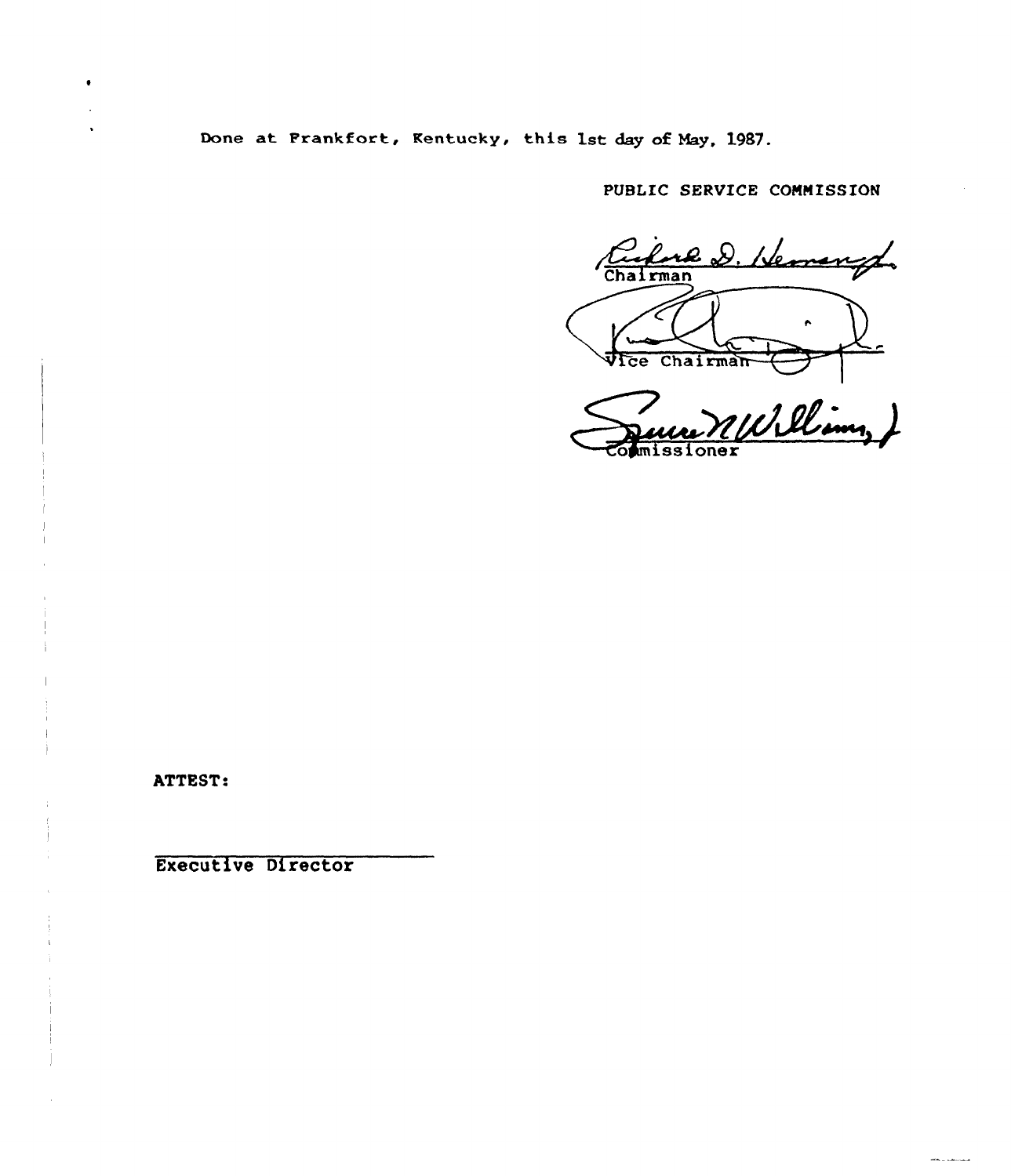Done at Frankfort, Kentucky, this 1st day of May, 1987.

PUBLIC SERVICE COMMISSION

Chairman

Vice Chairman

Commissioner

ATTEST:

Executive Director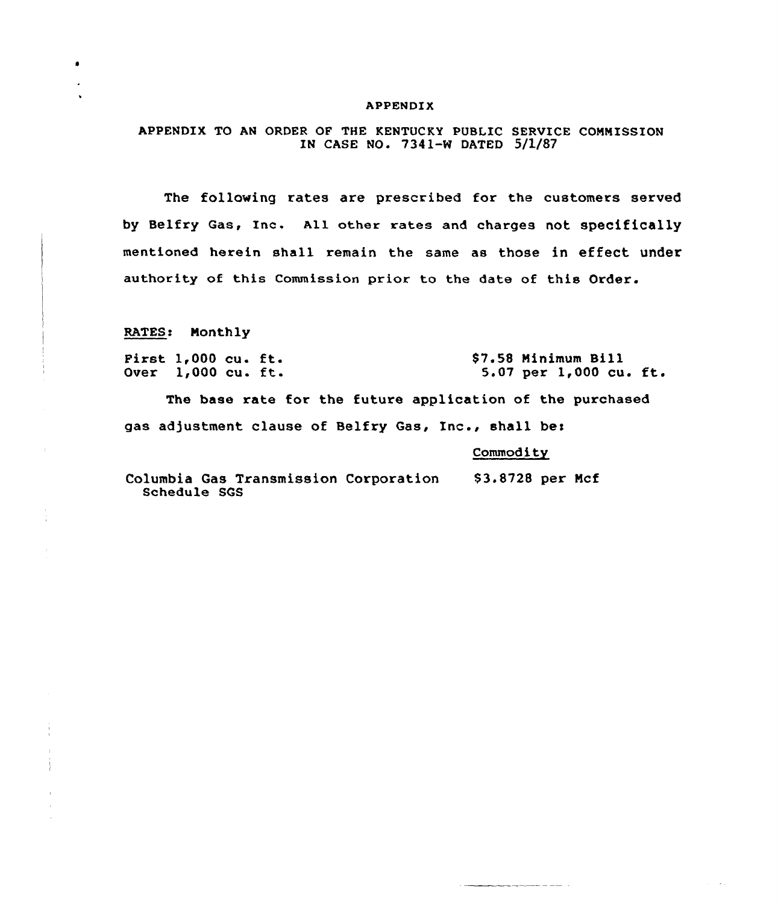# APPENDIX

APPENDIX TO AN ORDER OF THE KENTUCKY PUBLIC SERVICE COMMISSION IN CASE NO. 7341-W DATED 5/1/87

The following rates are prescribed for the customers served by Belfry Gas, Inc. All other rates and charges not specifically mentioned herein shall remain the same as those in effect under authority of this Commission prior to the date of this Order.

RATES: Monthly

| | |
|---|---|
| First 1,000 cu. ft. | $7.58 Minimum Bill |
| Over 1,000 cu. ft. | 5.07 per 1,000 cu. ft. |

The base rate for the future application of the purchased gas adjustment clause of Belfry Gas, Inc., shall be:

| | Commodity |
|---|---|
| Columbia Gas Transmission Corporation Schedule SGS | $3.8728 per Mcf |